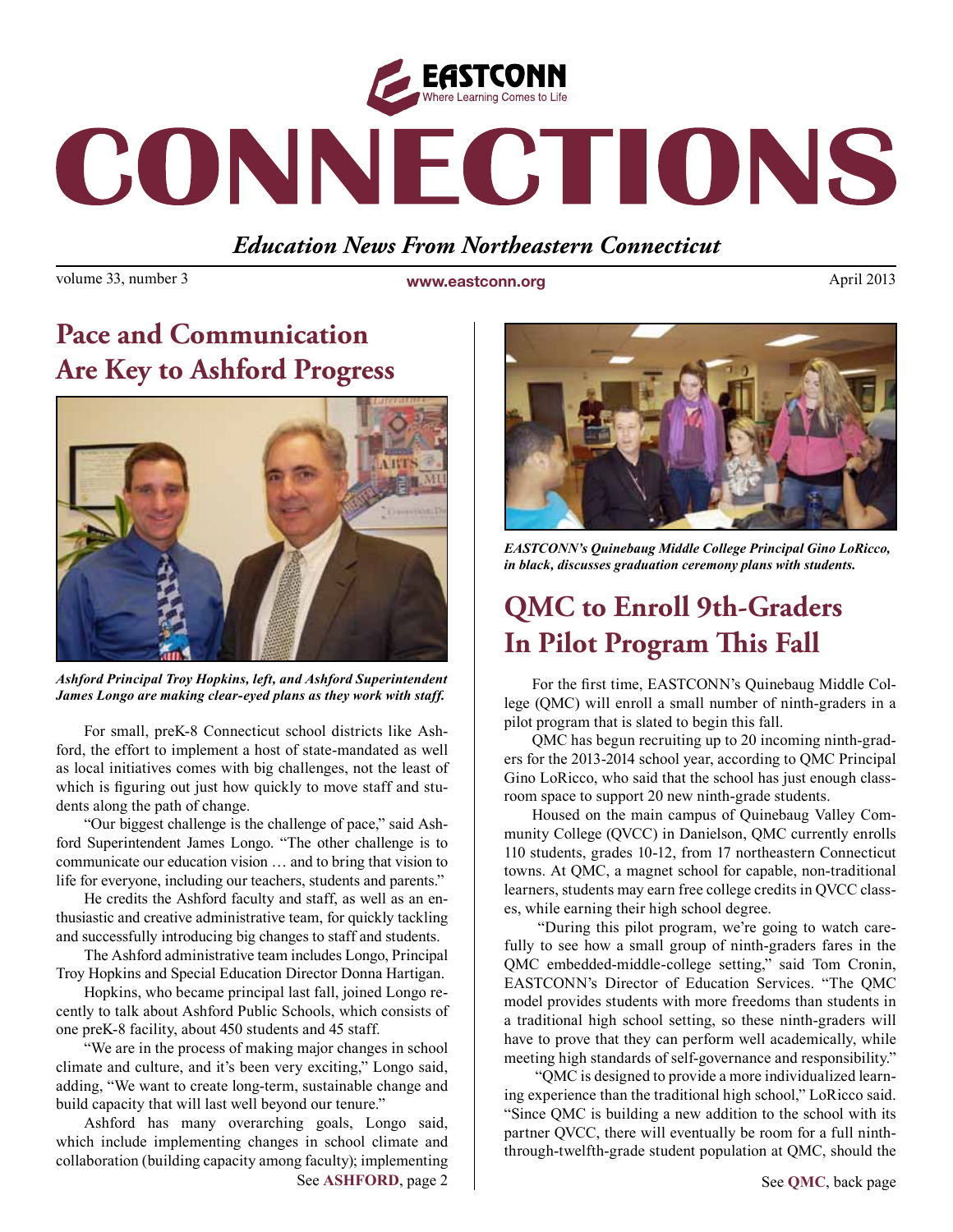# CONNECTIONS

EASTCONN — Where Learning Comes to Life

*Education News From Northeastern Connecticut*

volume 33, number 3 | www.eastconn.org | April 2013

## Pace and Communication Are Key to Ashford Progress

*Ashford Principal Troy Hopkins, left, and Ashford Superintendent James Longo are making clear-eyed plans as they work with staff.*

For small, preK-8 Connecticut school districts like Ashford, the effort to implement a host of state-mandated as well as local initiatives comes with big challenges, not the least of which is figuring out just how quickly to move staff and students along the path of change.

"Our biggest challenge is the challenge of pace," said Ashford Superintendent James Longo. "The other challenge is to communicate our education vision … and to bring that vision to life for everyone, including our teachers, students and parents."

He credits the Ashford faculty and staff, as well as an enthusiastic and creative administrative team, for quickly tackling and successfully introducing big changes to staff and students.

The Ashford administrative team includes Longo, Principal Troy Hopkins and Special Education Director Donna Hartigan.

Hopkins, who became principal last fall, joined Longo recently to talk about Ashford Public Schools, which consists of one preK-8 facility, about 450 students and 45 staff.

"We are in the process of making major changes in school climate and culture, and it's been very exciting," Longo said, adding, "We want to create long-term, sustainable change and build capacity that will last well beyond our tenure."

Ashford has many overarching goals, Longo said, which include implementing changes in school climate and collaboration (building capacity among faculty); implementing

See **ASHFORD**, page 2

*EASTCONN's Quinebaug Middle College Principal Gino LoRicco, in black, discusses graduation ceremony plans with students.*

## QMC to Enroll 9th-Graders In Pilot Program This Fall

For the first time, EASTCONN's Quinebaug Middle College (QMC) will enroll a small number of ninth-graders in a pilot program that is slated to begin this fall.

QMC has begun recruiting up to 20 incoming ninth-graders for the 2013-2014 school year, according to QMC Principal Gino LoRicco, who said that the school has just enough classroom space to support 20 new ninth-grade students.

Housed on the main campus of Quinebaug Valley Community College (QVCC) in Danielson, QMC currently enrolls 110 students, grades 10-12, from 17 northeastern Connecticut towns. At QMC, a magnet school for capable, non-traditional learners, students may earn free college credits in QVCC classes, while earning their high school degree.

"During this pilot program, we're going to watch carefully to see how a small group of ninth-graders fares in the QMC embedded-middle-college setting," said Tom Cronin, EASTCONN's Director of Education Services. "The QMC model provides students with more freedoms than students in a traditional high school setting, so these ninth-graders will have to prove that they can perform well academically, while meeting high standards of self-governance and responsibility."

"QMC is designed to provide a more individualized learning experience than the traditional high school," LoRicco said. "Since QMC is building a new addition to the school with its partner QVCC, there will eventually be room for a full ninth-through-twelfth-grade student population at QMC, should the

See **QMC**, back page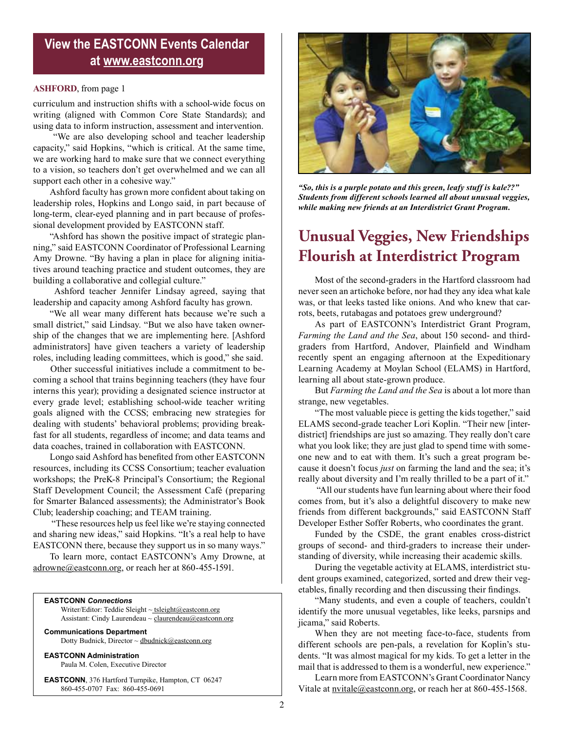## View the EASTCONN Events Calendar at www.eastconn.org

**ASHFORD**, from page 1

curriculum and instruction shifts with a school-wide focus on writing (aligned with Common Core State Standards); and using data to inform instruction, assessment and intervention.

"We are also developing school and teacher leadership capacity," said Hopkins, "which is critical. At the same time, we are working hard to make sure that we connect everything to a vision, so teachers don't get overwhelmed and we can all support each other in a cohesive way."

Ashford faculty has grown more confident about taking on leadership roles, Hopkins and Longo said, in part because of long-term, clear-eyed planning and in part because of professional development provided by EASTCONN staff.

"Ashford has shown the positive impact of strategic planning," said EASTCONN Coordinator of Professional Learning Amy Drowne. "By having a plan in place for aligning initiatives around teaching practice and student outcomes, they are building a collaborative and collegial culture."

Ashford teacher Jennifer Lindsay agreed, saying that leadership and capacity among Ashford faculty has grown.

"We all wear many different hats because we're such a small district," said Lindsay. "But we also have taken ownership of the changes that we are implementing here. [Ashford administrators] have given teachers a variety of leadership roles, including leading committees, which is good," she said.

Other successful initiatives include a commitment to becoming a school that trains beginning teachers (they have four interns this year); providing a designated science instructor at every grade level; establishing school-wide teacher writing goals aligned with the CCSS; embracing new strategies for dealing with students' behavioral problems; providing breakfast for all students, regardless of income; and data teams and data coaches, trained in collaboration with EASTCONN.

Longo said Ashford has benefited from other EASTCONN resources, including its CCSS Consortium; teacher evaluation workshops; the PreK-8 Principal's Consortium; the Regional Staff Development Council; the Assessment Café (preparing for Smarter Balanced assessments); the Administrator's Book Club; leadership coaching; and TEAM training.

"These resources help us feel like we're staying connected and sharing new ideas," said Hopkins. "It's a real help to have EASTCONN there, because they support us in so many ways."

To learn more, contact EASTCONN's Amy Drowne, at adrowne@eastconn.org, or reach her at 860-455-1591.

---

**EASTCONN *Connections***
Writer/Editor: Teddie Sleight ~ tsleight@eastconn.org
Assistant: Cindy Laurendeau ~ claurendeau@eastconn.org

**Communications Department**
Dotty Budnick, Director ~ dbudnick@eastconn.org

**EASTCONN Administration**
Paula M. Colen, Executive Director

**EASTCONN**, 376 Hartford Turnpike, Hampton, CT 06247
860-455-0707 Fax: 860-455-0691

---

***"So, this is a purple potato and this green, leafy stuff is kale??" Students from different schools learned all about unusual veggies, while making new friends at an Interdistrict Grant Program.***

# Unusual Veggies, New Friendships Flourish at Interdistrict Program

Most of the second-graders in the Hartford classroom had never seen an artichoke before, nor had they any idea what kale was, or that leeks tasted like onions. And who knew that carrots, beets, rutabagas and potatoes grew underground?

As part of EASTCONN's Interdistrict Grant Program, *Farming the Land and the Sea*, about 150 second- and third-graders from Hartford, Andover, Plainfield and Windham recently spent an engaging afternoon at the Expeditionary Learning Academy at Moylan School (ELAMS) in Hartford, learning all about state-grown produce.

But *Farming the Land and the Sea* is about a lot more than strange, new vegetables.

"The most valuable piece is getting the kids together," said ELAMS second-grade teacher Lori Koplin. "Their new [interdistrict] friendships are just so amazing. They really don't care what you look like; they are just glad to spend time with someone new and to eat with them. It's such a great program because it doesn't focus *just* on farming the land and the sea; it's really about diversity and I'm really thrilled to be a part of it."

"All our students have fun learning about where their food comes from, but it's also a delightful discovery to make new friends from different backgrounds," said EASTCONN Staff Developer Esther Soffer Roberts, who coordinates the grant.

Funded by the CSDE, the grant enables cross-district groups of second- and third-graders to increase their understanding of diversity, while increasing their academic skills.

During the vegetable activity at ELAMS, interdistrict student groups examined, categorized, sorted and drew their vegetables, finally recording and then discussing their findings.

"Many students, and even a couple of teachers, couldn't identify the more unusual vegetables, like leeks, parsnips and jicama," said Roberts.

When they are not meeting face-to-face, students from different schools are pen-pals, a revelation for Koplin's students. "It was almost magical for my kids. To get a letter in the mail that is addressed to them is a wonderful, new experience."

Learn more from EASTCONN's Grant Coordinator Nancy Vitale at nvitale@eastconn.org, or reach her at 860-455-1568.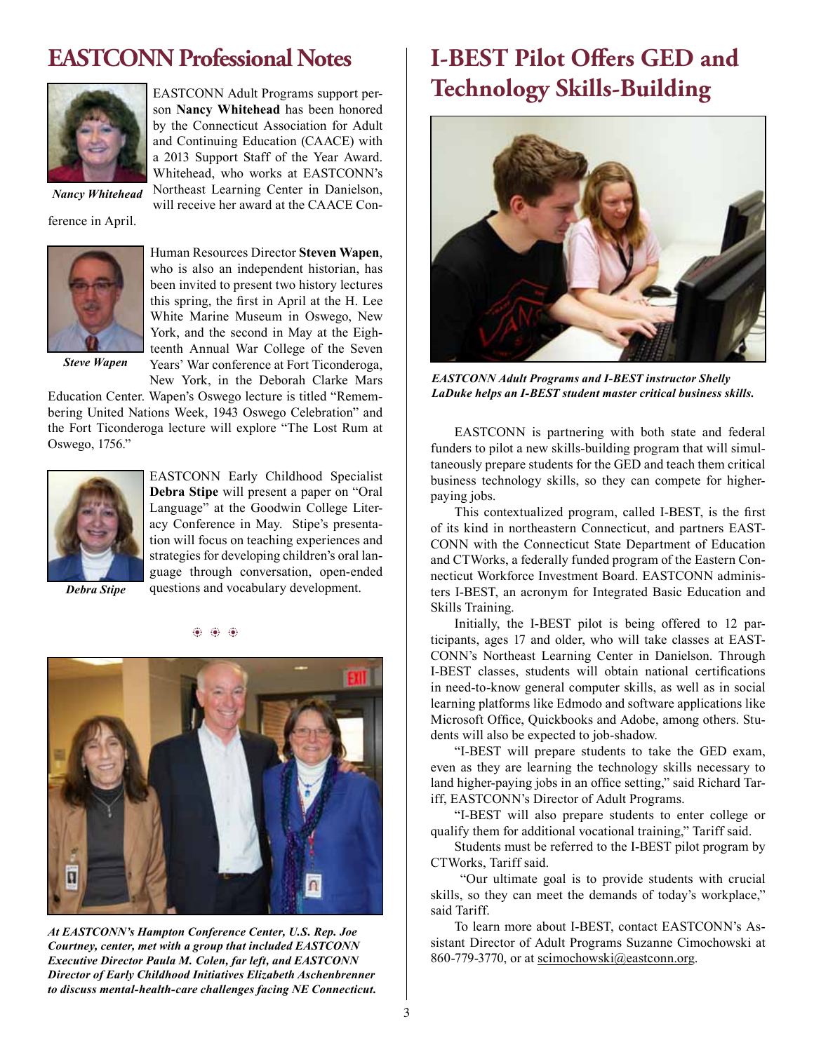# EASTCONN Professional Notes

*Nancy Whitehead*

EASTCONN Adult Programs support person **Nancy Whitehead** has been honored by the Connecticut Association for Adult and Continuing Education (CAACE) with a 2013 Support Staff of the Year Award. Whitehead, who works at EASTCONN's Northeast Learning Center in Danielson, will receive her award at the CAACE Conference in April.

*Steve Wapen*

Human Resources Director **Steven Wapen**, who is also an independent historian, has been invited to present two history lectures this spring, the first in April at the H. Lee White Marine Museum in Oswego, New York, and the second in May at the Eighteenth Annual War College of the Seven Years' War conference at Fort Ticonderoga, New York, in the Deborah Clarke Mars Education Center. Wapen's Oswego lecture is titled "Remembering United Nations Week, 1943 Oswego Celebration" and the Fort Ticonderoga lecture will explore "The Lost Rum at Oswego, 1756."

*Debra Stipe*

EASTCONN Early Childhood Specialist **Debra Stipe** will present a paper on "Oral Language" at the Goodwin College Literacy Conference in May. Stipe's presentation will focus on teaching experiences and strategies for developing children's oral language through conversation, open-ended questions and vocabulary development.

*At EASTCONN's Hampton Conference Center, U.S. Rep. Joe Courtney, center, met with a group that included EASTCONN Executive Director Paula M. Colen, far left, and EASTCONN Director of Early Childhood Initiatives Elizabeth Aschenbrenner to discuss mental-health-care challenges facing NE Connecticut.*

# I-BEST Pilot Offers GED and Technology Skills-Building

*EASTCONN Adult Programs and I-BEST instructor Shelly LaDuke helps an I-BEST student master critical business skills.*

EASTCONN is partnering with both state and federal funders to pilot a new skills-building program that will simultaneously prepare students for the GED and teach them critical business technology skills, so they can compete for higher-paying jobs.

This contextualized program, called I-BEST, is the first of its kind in northeastern Connecticut, and partners EASTCONN with the Connecticut State Department of Education and CTWorks, a federally funded program of the Eastern Connecticut Workforce Investment Board. EASTCONN administers I-BEST, an acronym for Integrated Basic Education and Skills Training.

Initially, the I-BEST pilot is being offered to 12 participants, ages 17 and older, who will take classes at EASTCONN's Northeast Learning Center in Danielson. Through I-BEST classes, students will obtain national certifications in need-to-know general computer skills, as well as in social learning platforms like Edmodo and software applications like Microsoft Office, Quickbooks and Adobe, among others. Students will also be expected to job-shadow.

"I-BEST will prepare students to take the GED exam, even as they are learning the technology skills necessary to land higher-paying jobs in an office setting," said Richard Tariff, EASTCONN's Director of Adult Programs.

"I-BEST will also prepare students to enter college or qualify them for additional vocational training," Tariff said.

Students must be referred to the I-BEST pilot program by CTWorks, Tariff said.

"Our ultimate goal is to provide students with crucial skills, so they can meet the demands of today's workplace," said Tariff.

To learn more about I-BEST, contact EASTCONN's Assistant Director of Adult Programs Suzanne Cimochowski at 860-779-3770, or at scimochowski@eastconn.org.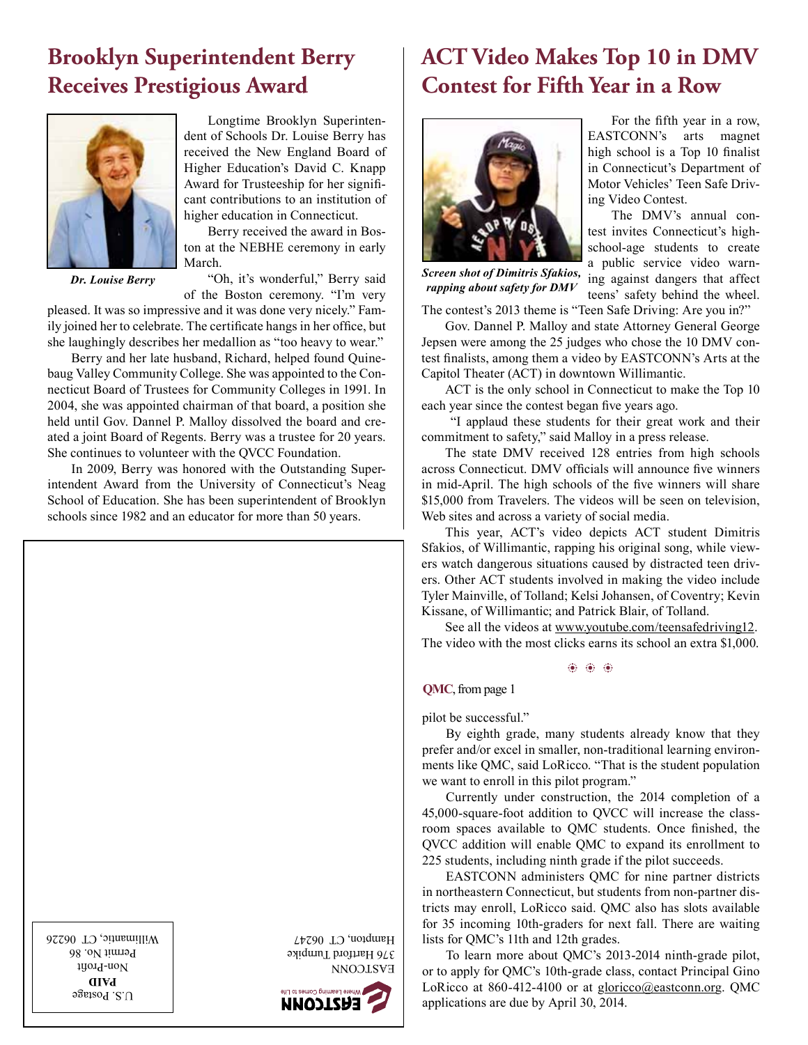## Brooklyn Superintendent Berry Receives Prestigious Award

*Dr. Louise Berry*

Longtime Brooklyn Superintendent of Schools Dr. Louise Berry has received the New England Board of Higher Education's David C. Knapp Award for Trusteeship for her significant contributions to an institution of higher education in Connecticut.

Berry received the award in Boston at the NEBHE ceremony in early March.

"Oh, it's wonderful," Berry said of the Boston ceremony. "I'm very pleased. It was so impressive and it was done very nicely." Family joined her to celebrate. The certificate hangs in her office, but she laughingly describes her medallion as "too heavy to wear."

Berry and her late husband, Richard, helped found Quinebaug Valley Community College. She was appointed to the Connecticut Board of Trustees for Community Colleges in 1991. In 2004, she was appointed chairman of that board, a position she held until Gov. Dannel P. Malloy dissolved the board and created a joint Board of Regents. Berry was a trustee for 20 years. She continues to volunteer with the QVCC Foundation.

In 2009, Berry was honored with the Outstanding Superintendent Award from the University of Connecticut's Neag School of Education. She has been superintendent of Brooklyn schools since 1982 and an educator for more than 50 years.

## ACT Video Makes Top 10 in DMV Contest for Fifth Year in a Row

*Screen shot of Dimitris Sfakios, rapping about safety for DMV*

For the fifth year in a row, EASTCONN's arts magnet high school is a Top 10 finalist in Connecticut's Department of Motor Vehicles' Teen Safe Driving Video Contest.

The DMV's annual contest invites Connecticut's high-school-age students to create a public service video warning against dangers that affect teens' safety behind the wheel. The contest's 2013 theme is "Teen Safe Driving: Are you in?"

Gov. Dannel P. Malloy and state Attorney General George Jepsen were among the 25 judges who chose the 10 DMV contest finalists, among them a video by EASTCONN's Arts at the Capitol Theater (ACT) in downtown Willimantic.

ACT is the only school in Connecticut to make the Top 10 each year since the contest began five years ago.

"I applaud these students for their great work and their commitment to safety," said Malloy in a press release.

The state DMV received 128 entries from high schools across Connecticut. DMV officials will announce five winners in mid-April. The high schools of the five winners will share $15,000 from Travelers. The videos will be seen on television, Web sites and across a variety of social media.

This year, ACT's video depicts ACT student Dimitris Sfakios, of Willimantic, rapping his original song, while viewers watch dangerous situations caused by distracted teen drivers. Other ACT students involved in making the video include Tyler Mainville, of Tolland; Kelsi Johansen, of Coventry; Kevin Kissane, of Willimantic; and Patrick Blair, of Tolland.

See all the videos at www.youtube.com/teensafedriving12. The video with the most clicks earns its school an extra $1,000.

**QMC**, from page 1

pilot be successful."

By eighth grade, many students already know that they prefer and/or excel in smaller, non-traditional learning environments like QMC, said LoRicco. "That is the student population we want to enroll in this pilot program."

Currently under construction, the 2014 completion of a 45,000-square-foot addition to QVCC will increase the classroom spaces available to QMC students. Once finished, the QVCC addition will enable QMC to expand its enrollment to 225 students, including ninth grade if the pilot succeeds.

EASTCONN administers QMC for nine partner districts in northeastern Connecticut, but students from non-partner districts may enroll, LoRicco said. QMC also has slots available for 35 incoming 10th-graders for next fall. There are waiting lists for QMC's 11th and 12th grades.

To learn more about QMC's 2013-2014 ninth-grade pilot, or to apply for QMC's 10th-grade class, contact Principal Gino LoRicco at 860-412-4100 or at gloricco@eastconn.org. QMC applications are due by April 30, 2014.

EASTCONN
Where Learning Comes to Life
EASTCONN
376 Hartford Turnpike
Hampton, CT 06247

U.S. Postage
**PAID**
Non-Profit
Permit No. 86
Willimantic, CT 06226